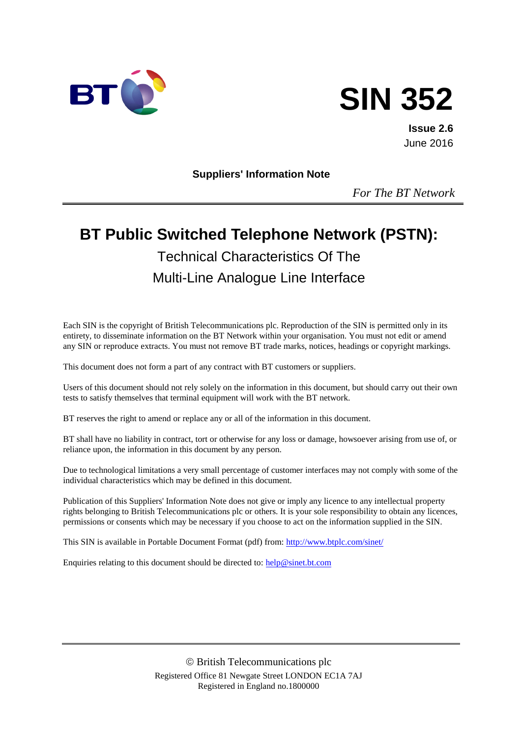BT

# SIN 352

**Issue 2.6**
June 2016

**Suppliers' Information Note**

*For The BT Network*

# BT Public Switched Telephone Network (PSTN):

## Technical Characteristics Of The Multi-Line Analogue Line Interface

Each SIN is the copyright of British Telecommunications plc. Reproduction of the SIN is permitted only in its entirety, to disseminate information on the BT Network within your organisation. You must not edit or amend any SIN or reproduce extracts. You must not remove BT trade marks, notices, headings or copyright markings.

This document does not form a part of any contract with BT customers or suppliers.

Users of this document should not rely solely on the information in this document, but should carry out their own tests to satisfy themselves that terminal equipment will work with the BT network.

BT reserves the right to amend or replace any or all of the information in this document.

BT shall have no liability in contract, tort or otherwise for any loss or damage, howsoever arising from use of, or reliance upon, the information in this document by any person.

Due to technological limitations a very small percentage of customer interfaces may not comply with some of the individual characteristics which may be defined in this document.

Publication of this Suppliers' Information Note does not give or imply any licence to any intellectual property rights belonging to British Telecommunications plc or others. It is your sole responsibility to obtain any licences, permissions or consents which may be necessary if you choose to act on the information supplied in the SIN.

This SIN is available in Portable Document Format (pdf) from: http://www.btplc.com/sinet/

Enquiries relating to this document should be directed to: help@sinet.bt.com

© British Telecommunications plc
Registered Office 81 Newgate Street LONDON EC1A 7AJ
Registered in England no.1800000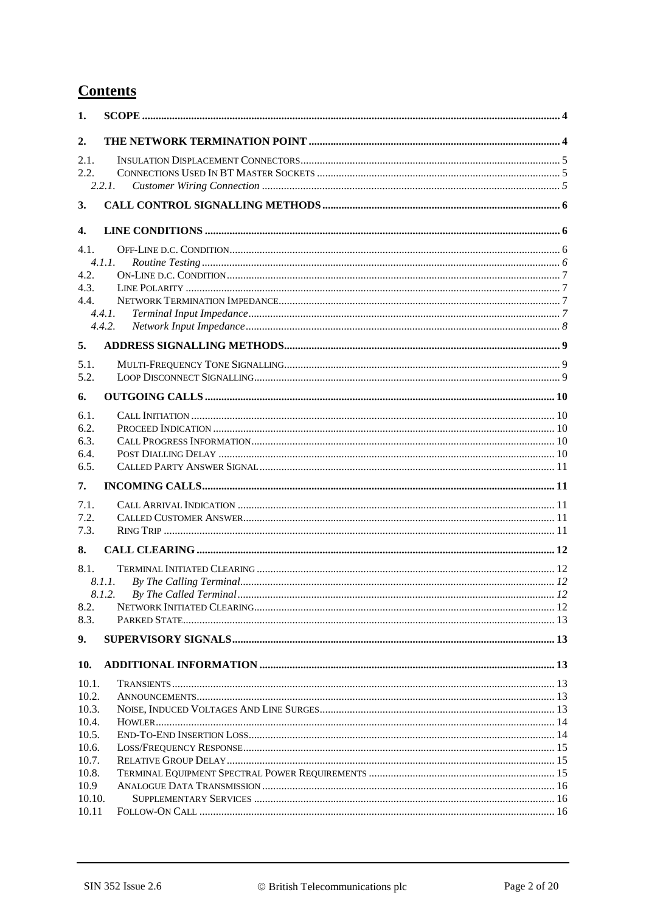## Contents

**1. SCOPE** .......... 4

**2. THE NETWORK TERMINATION POINT** .......... 4

2.1. Insulation Displacement Connectors .......... 5
2.2. Connections Used In BT Master Sockets .......... 5
  *2.2.1. Customer Wiring Connection* .......... *5*

**3. CALL CONTROL SIGNALLING METHODS** .......... 6

**4. LINE CONDITIONS** .......... 6

4.1. Off-Line d.c. Condition .......... 6
  *4.1.1. Routine Testing* .......... *6*
4.2. On-Line d.c. Condition .......... 7
4.3. Line Polarity .......... 7
4.4. Network Termination Impedance .......... 7
  *4.4.1. Terminal Input Impedance* .......... *7*
  *4.4.2. Network Input Impedance* .......... *8*

**5. ADDRESS SIGNALLING METHODS** .......... 9

5.1. Multi-Frequency Tone Signalling .......... 9
5.2. Loop Disconnect Signalling .......... 9

**6. OUTGOING CALLS** .......... 10

6.1. Call Initiation .......... 10
6.2. Proceed Indication .......... 10
6.3. Call Progress Information .......... 10
6.4. Post Dialling Delay .......... 10
6.5. Called Party Answer Signal .......... 11

**7. INCOMING CALLS** .......... 11

7.1. Call Arrival Indication .......... 11
7.2. Called Customer Answer .......... 11
7.3. Ring Trip .......... 11

**8. CALL CLEARING** .......... 12

8.1. Terminal Initiated Clearing .......... 12
  *8.1.1. By The Calling Terminal* .......... *12*
  *8.1.2. By The Called Terminal* .......... *12*
8.2. Network Initiated Clearing .......... 12
8.3. Parked State .......... 13

**9. SUPERVISORY SIGNALS** .......... 13

**10. ADDITIONAL INFORMATION** .......... 13

10.1. Transients .......... 13
10.2. Announcements .......... 13
10.3. Noise, Induced Voltages And Line Surges .......... 13
10.4. Howler .......... 14
10.5. End-To-End Insertion Loss .......... 14
10.6. Loss/Frequency Response .......... 15
10.7. Relative Group Delay .......... 15
10.8. Terminal Equipment Spectral Power Requirements .......... 15
10.9 Analogue Data Transmission .......... 16
10.10. Supplementary Services .......... 16
10.11 Follow-On Call .......... 16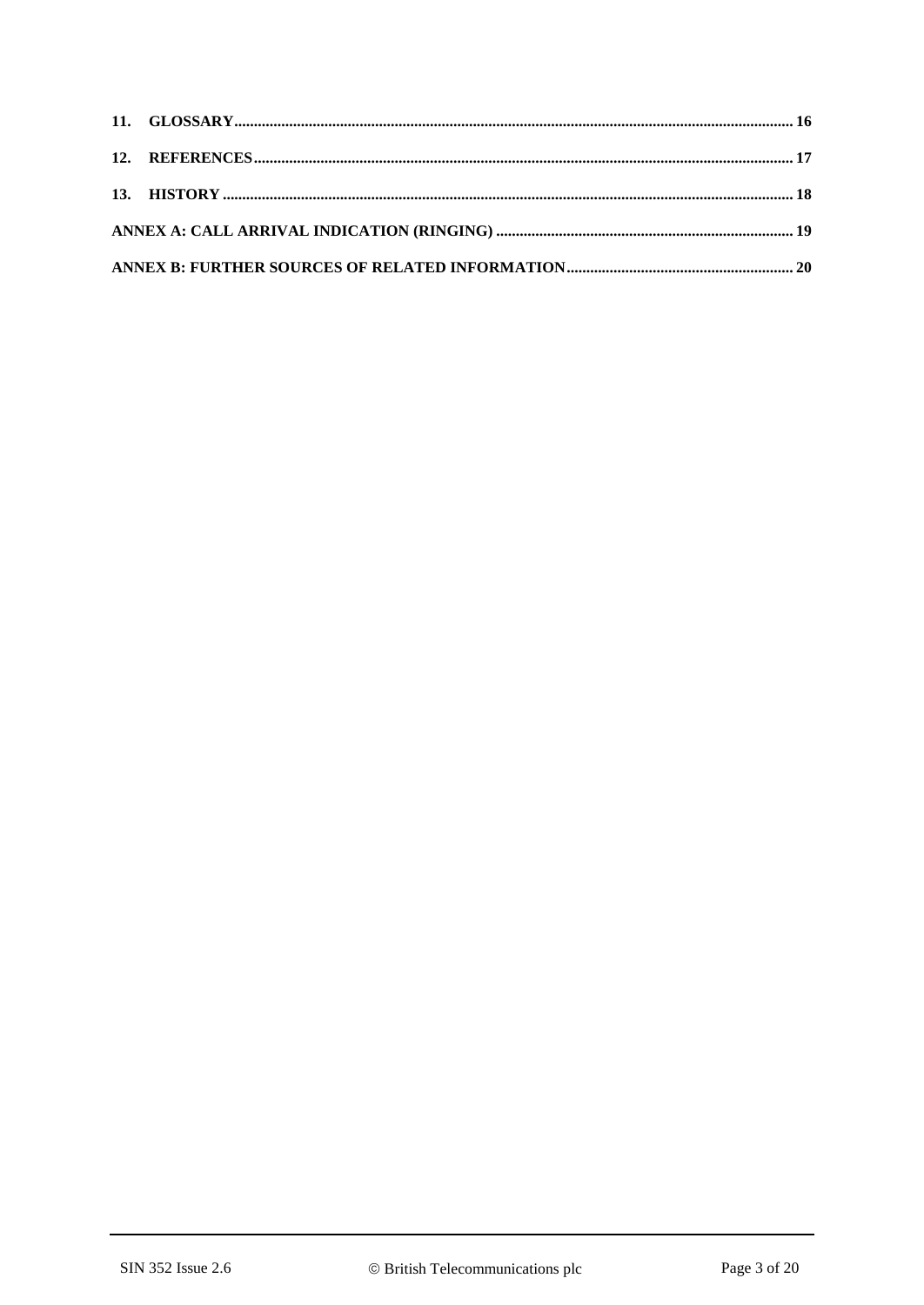**11. GLOSSARY** .......................................................................................................................................... **16**

**12. REFERENCES** ...................................................................................................................................... **17**

**13. HISTORY** ............................................................................................................................................. **18**

**ANNEX A: CALL ARRIVAL INDICATION (RINGING)** ......................................................................... **19**

**ANNEX B: FURTHER SOURCES OF RELATED INFORMATION** ........................................................ **20**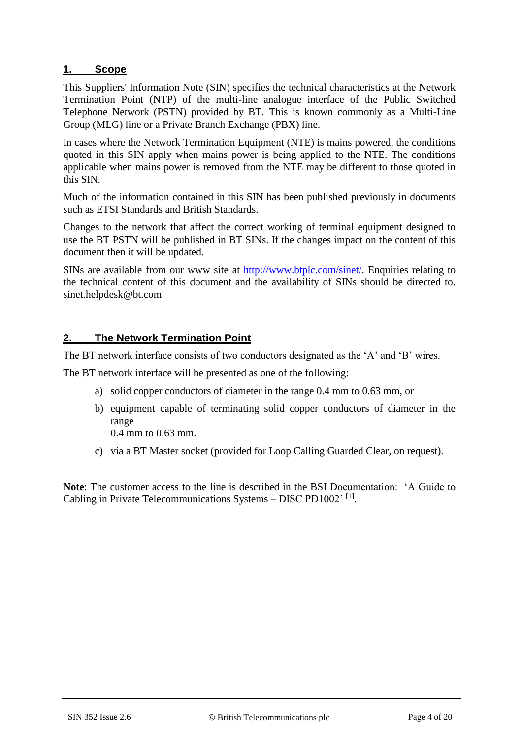## 1. Scope

This Suppliers' Information Note (SIN) specifies the technical characteristics at the Network Termination Point (NTP) of the multi-line analogue interface of the Public Switched Telephone Network (PSTN) provided by BT. This is known commonly as a Multi-Line Group (MLG) line or a Private Branch Exchange (PBX) line.

In cases where the Network Termination Equipment (NTE) is mains powered, the conditions quoted in this SIN apply when mains power is being applied to the NTE. The conditions applicable when mains power is removed from the NTE may be different to those quoted in this SIN.

Much of the information contained in this SIN has been published previously in documents such as ETSI Standards and British Standards.

Changes to the network that affect the correct working of terminal equipment designed to use the BT PSTN will be published in BT SINs. If the changes impact on the content of this document then it will be updated.

SINs are available from our www site at http://www.btplc.com/sinet/. Enquiries relating to the technical content of this document and the availability of SINs should be directed to. sinet.helpdesk@bt.com

## 2. The Network Termination Point

The BT network interface consists of two conductors designated as the 'A' and 'B' wires.

The BT network interface will be presented as one of the following:

a) solid copper conductors of diameter in the range 0.4 mm to 0.63 mm, or

b) equipment capable of terminating solid copper conductors of diameter in the range
0.4 mm to 0.63 mm.

c) via a BT Master socket (provided for Loop Calling Guarded Clear, on request).

**Note**: The customer access to the line is described in the BSI Documentation: 'A Guide to Cabling in Private Telecommunications Systems – DISC PD1002' [1].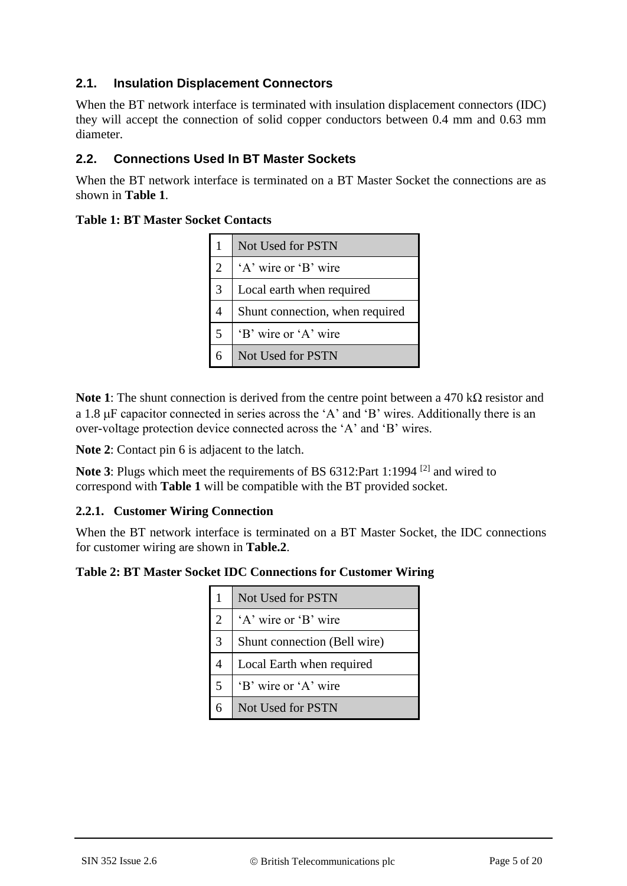## 2.1. Insulation Displacement Connectors

When the BT network interface is terminated with insulation displacement connectors (IDC) they will accept the connection of solid copper conductors between 0.4 mm and 0.63 mm diameter.

## 2.2. Connections Used In BT Master Sockets

When the BT network interface is terminated on a BT Master Socket the connections are as shown in **Table 1**.

**Table 1: BT Master Socket Contacts**

| | |
|---|---|
| 1 | Not Used for PSTN |
| 2 | 'A' wire or 'B' wire |
| 3 | Local earth when required |
| 4 | Shunt connection, when required |
| 5 | 'B' wire or 'A' wire |
| 6 | Not Used for PSTN |

**Note 1**: The shunt connection is derived from the centre point between a 470 kΩ resistor and a 1.8 μF capacitor connected in series across the 'A' and 'B' wires. Additionally there is an over-voltage protection device connected across the 'A' and 'B' wires.

**Note 2**: Contact pin 6 is adjacent to the latch.

**Note 3**: Plugs which meet the requirements of BS 6312:Part 1:1994 [2] and wired to correspond with **Table 1** will be compatible with the BT provided socket.

### 2.2.1. Customer Wiring Connection

When the BT network interface is terminated on a BT Master Socket, the IDC connections for customer wiring are shown in **Table.2**.

**Table 2: BT Master Socket IDC Connections for Customer Wiring**

| | |
|---|---|
| 1 | Not Used for PSTN |
| 2 | 'A' wire or 'B' wire |
| 3 | Shunt connection (Bell wire) |
| 4 | Local Earth when required |
| 5 | 'B' wire or 'A' wire |
| 6 | Not Used for PSTN |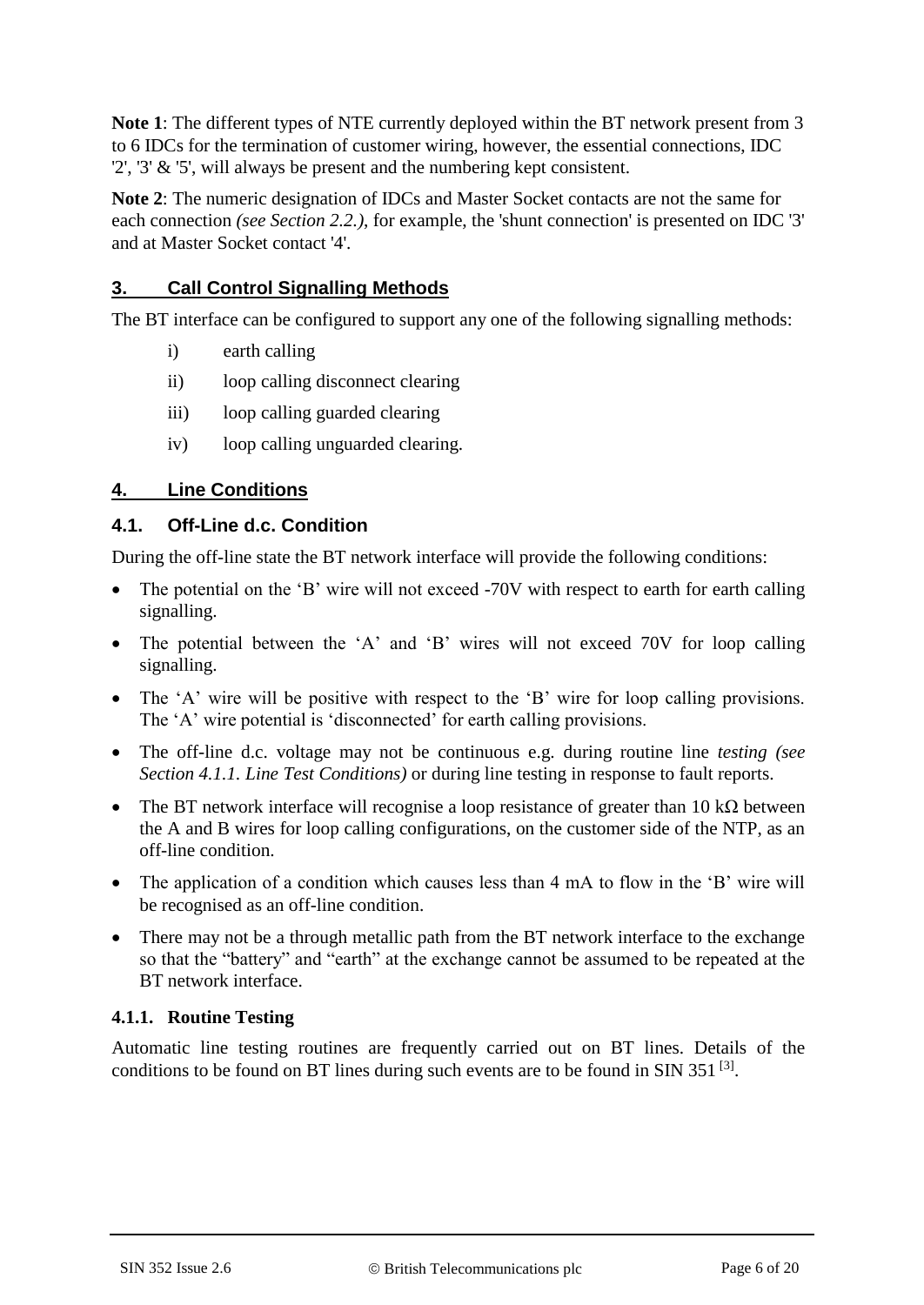**Note 1**: The different types of NTE currently deployed within the BT network present from 3 to 6 IDCs for the termination of customer wiring, however, the essential connections, IDC '2', '3' & '5', will always be present and the numbering kept consistent.

**Note 2**: The numeric designation of IDCs and Master Socket contacts are not the same for each connection *(see Section 2.2.)*, for example, the 'shunt connection' is presented on IDC '3' and at Master Socket contact '4'.

## 3. Call Control Signalling Methods

The BT interface can be configured to support any one of the following signalling methods:

i) earth calling

ii) loop calling disconnect clearing

iii) loop calling guarded clearing

iv) loop calling unguarded clearing.

## 4. Line Conditions

### 4.1. Off-Line d.c. Condition

During the off-line state the BT network interface will provide the following conditions:

- The potential on the 'B' wire will not exceed -70V with respect to earth for earth calling signalling.
- The potential between the 'A' and 'B' wires will not exceed 70V for loop calling signalling.
- The 'A' wire will be positive with respect to the 'B' wire for loop calling provisions. The 'A' wire potential is 'disconnected' for earth calling provisions.
- The off-line d.c. voltage may not be continuous e.g. during routine line *testing (see Section 4.1.1. Line Test Conditions)* or during line testing in response to fault reports.
- The BT network interface will recognise a loop resistance of greater than 10 kΩ between the A and B wires for loop calling configurations, on the customer side of the NTP, as an off-line condition.
- The application of a condition which causes less than 4 mA to flow in the 'B' wire will be recognised as an off-line condition.
- There may not be a through metallic path from the BT network interface to the exchange so that the "battery" and "earth" at the exchange cannot be assumed to be repeated at the BT network interface.

#### 4.1.1. Routine Testing

Automatic line testing routines are frequently carried out on BT lines. Details of the conditions to be found on BT lines during such events are to be found in SIN 351 [3].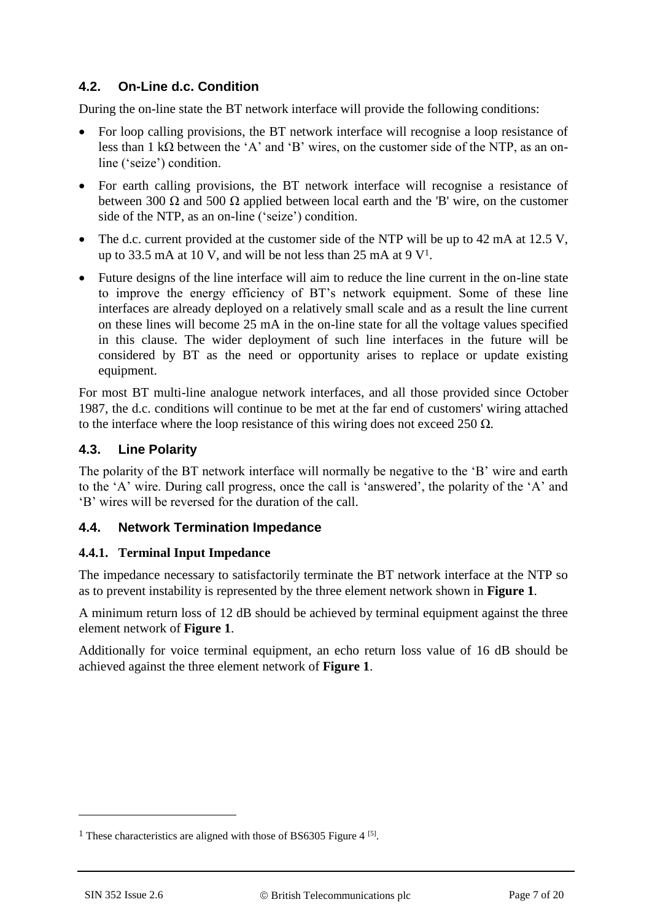### 4.2. On-Line d.c. Condition

During the on-line state the BT network interface will provide the following conditions:

- For loop calling provisions, the BT network interface will recognise a loop resistance of less than 1 kΩ between the 'A' and 'B' wires, on the customer side of the NTP, as an on-line ('seize') condition.
- For earth calling provisions, the BT network interface will recognise a resistance of between 300 Ω and 500 Ω applied between local earth and the 'B' wire, on the customer side of the NTP, as an on-line ('seize') condition.
- The d.c. current provided at the customer side of the NTP will be up to 42 mA at 12.5 V, up to 33.5 mA at 10 V, and will be not less than 25 mA at 9 V[1].
- Future designs of the line interface will aim to reduce the line current in the on-line state to improve the energy efficiency of BT's network equipment. Some of these line interfaces are already deployed on a relatively small scale and as a result the line current on these lines will become 25 mA in the on-line state for all the voltage values specified in this clause. The wider deployment of such line interfaces in the future will be considered by BT as the need or opportunity arises to replace or update existing equipment.

For most BT multi-line analogue network interfaces, and all those provided since October 1987, the d.c. conditions will continue to be met at the far end of customers' wiring attached to the interface where the loop resistance of this wiring does not exceed 250 Ω.

### 4.3. Line Polarity

The polarity of the BT network interface will normally be negative to the 'B' wire and earth to the 'A' wire. During call progress, once the call is 'answered', the polarity of the 'A' and 'B' wires will be reversed for the duration of the call.

### 4.4. Network Termination Impedance

#### 4.4.1. Terminal Input Impedance

The impedance necessary to satisfactorily terminate the BT network interface at the NTP so as to prevent instability is represented by the three element network shown in **Figure 1**.

A minimum return loss of 12 dB should be achieved by terminal equipment against the three element network of **Figure 1**.

Additionally for voice terminal equipment, an echo return loss value of 16 dB should be achieved against the three element network of **Figure 1**.

[1] These characteristics are aligned with those of BS6305 Figure 4 [5].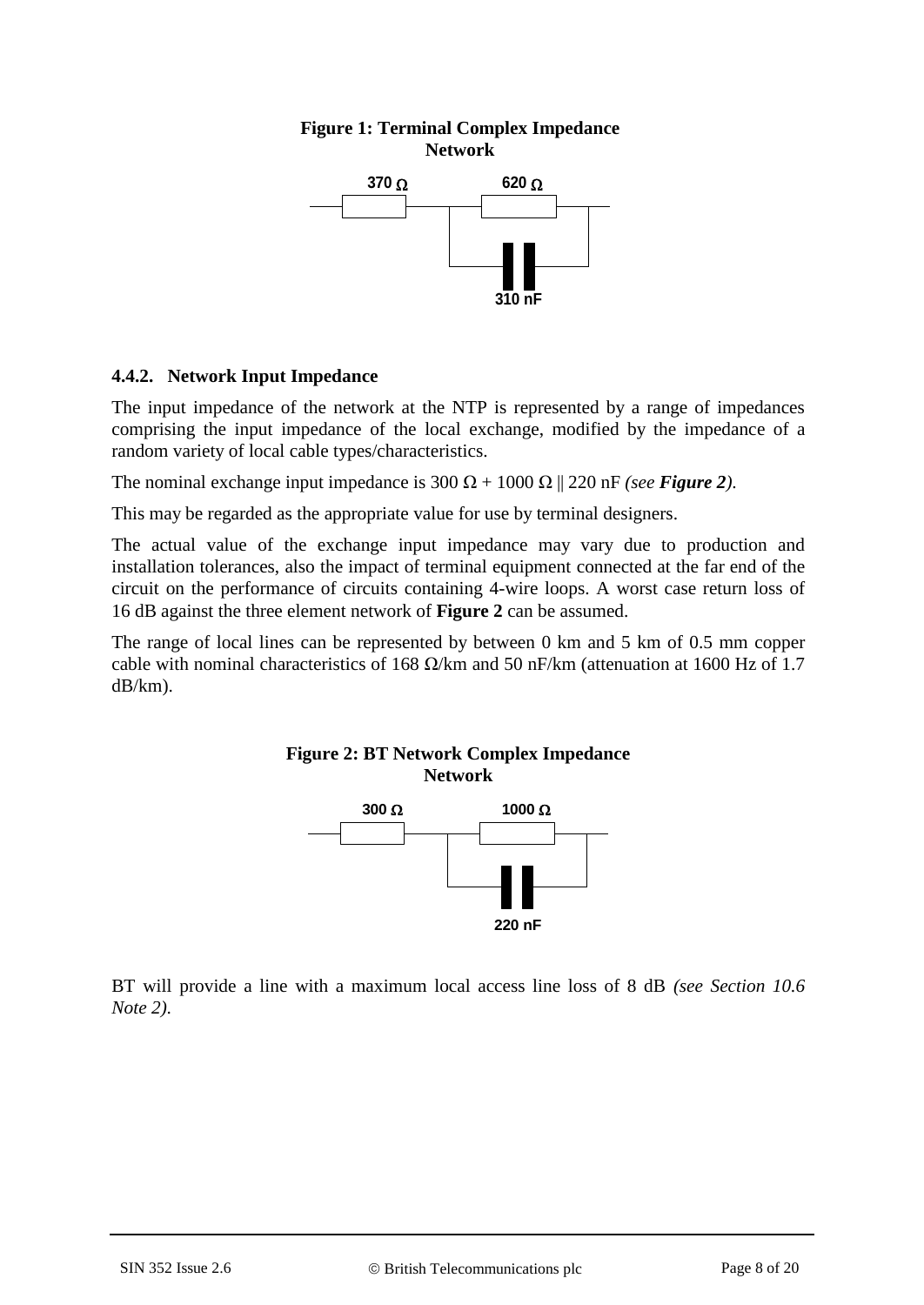**Figure 1: Terminal Complex Impedance Network**

370 Ω 620 Ω 310 nF

#### 4.4.2. Network Input Impedance

The input impedance of the network at the NTP is represented by a range of impedances comprising the input impedance of the local exchange, modified by the impedance of a random variety of local cable types/characteristics.

The nominal exchange input impedance is 300 Ω + 1000 Ω || 220 nF *(see **Figure 2**)*.

This may be regarded as the appropriate value for use by terminal designers.

The actual value of the exchange input impedance may vary due to production and installation tolerances, also the impact of terminal equipment connected at the far end of the circuit on the performance of circuits containing 4-wire loops. A worst case return loss of 16 dB against the three element network of **Figure 2** can be assumed.

The range of local lines can be represented by between 0 km and 5 km of 0.5 mm copper cable with nominal characteristics of 168 Ω/km and 50 nF/km (attenuation at 1600 Hz of 1.7 dB/km).

**Figure 2: BT Network Complex Impedance Network**

300 Ω 1000 Ω 220 nF

BT will provide a line with a maximum local access line loss of 8 dB *(see Section 10.6 Note 2)*.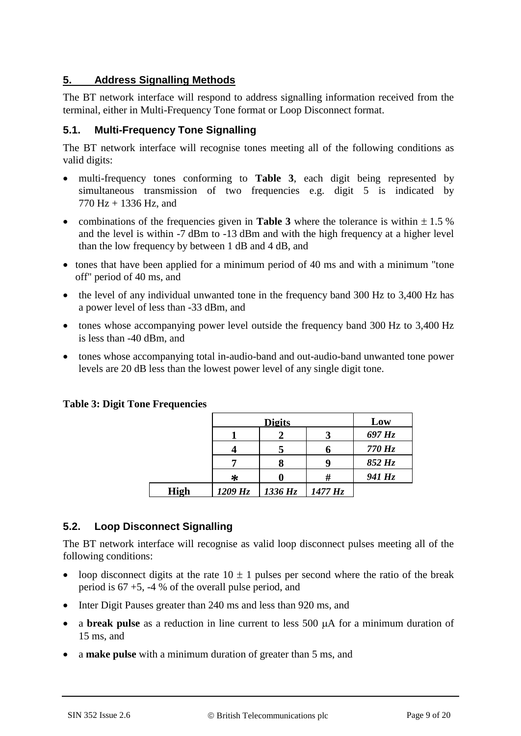## 5. Address Signalling Methods

The BT network interface will respond to address signalling information received from the terminal, either in Multi-Frequency Tone format or Loop Disconnect format.

### 5.1. Multi-Frequency Tone Signalling

The BT network interface will recognise tones meeting all of the following conditions as valid digits:

- multi-frequency tones conforming to **Table 3**, each digit being represented by simultaneous transmission of two frequencies e.g. digit 5 is indicated by 770 Hz + 1336 Hz, and
- combinations of the frequencies given in **Table 3** where the tolerance is within ± 1.5 % and the level is within -7 dBm to -13 dBm and with the high frequency at a higher level than the low frequency by between 1 dB and 4 dB, and
- tones that have been applied for a minimum period of 40 ms and with a minimum "tone off" period of 40 ms, and
- the level of any individual unwanted tone in the frequency band 300 Hz to 3,400 Hz has a power level of less than -33 dBm, and
- tones whose accompanying power level outside the frequency band 300 Hz to 3,400 Hz is less than -40 dBm, and
- tones whose accompanying total in-audio-band and out-audio-band unwanted tone power levels are 20 dB less than the lowest power level of any single digit tone.

**Table 3: Digit Tone Frequencies**

| | Digits | | | Low |
|---|---|---|---|---|
| | **1** | **2** | **3** | *697 Hz* |
| | **4** | **5** | **6** | *770 Hz* |
| | **7** | **8** | **9** | *852 Hz* |
| | **∗** | **0** | **#** | *941 Hz* |
| **High** | *1209 Hz* | *1336 Hz* | *1477 Hz* | |

### 5.2. Loop Disconnect Signalling

The BT network interface will recognise as valid loop disconnect pulses meeting all of the following conditions:

- loop disconnect digits at the rate 10 ± 1 pulses per second where the ratio of the break period is 67 +5, -4 % of the overall pulse period, and
- Inter Digit Pauses greater than 240 ms and less than 920 ms, and
- a **break pulse** as a reduction in line current to less 500 μA for a minimum duration of 15 ms, and
- a **make pulse** with a minimum duration of greater than 5 ms, and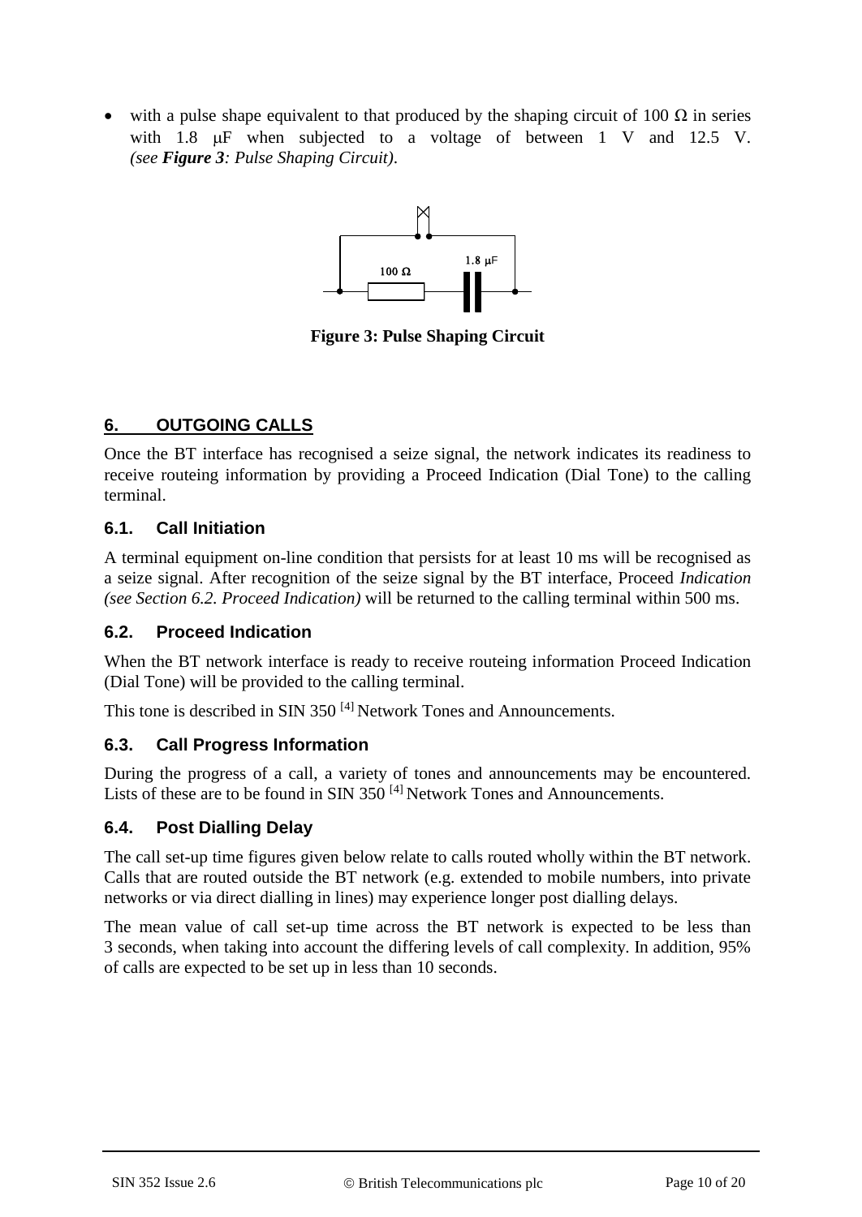- with a pulse shape equivalent to that produced by the shaping circuit of 100 Ω in series with 1.8 μF when subjected to a voltage of between 1 V and 12.5 V. *(see **Figure 3**: Pulse Shaping Circuit)*.

**Figure 3: Pulse Shaping Circuit**

## 6. OUTGOING CALLS

Once the BT interface has recognised a seize signal, the network indicates its readiness to receive routeing information by providing a Proceed Indication (Dial Tone) to the calling terminal.

### 6.1. Call Initiation

A terminal equipment on-line condition that persists for at least 10 ms will be recognised as a seize signal. After recognition of the seize signal by the BT interface, Proceed *Indication (see Section 6.2. Proceed Indication)* will be returned to the calling terminal within 500 ms.

### 6.2. Proceed Indication

When the BT network interface is ready to receive routeing information Proceed Indication (Dial Tone) will be provided to the calling terminal.

This tone is described in SIN 350 [4] Network Tones and Announcements.

### 6.3. Call Progress Information

During the progress of a call, a variety of tones and announcements may be encountered. Lists of these are to be found in SIN 350 [4] Network Tones and Announcements.

### 6.4. Post Dialling Delay

The call set-up time figures given below relate to calls routed wholly within the BT network. Calls that are routed outside the BT network (e.g. extended to mobile numbers, into private networks or via direct dialling in lines) may experience longer post dialling delays.

The mean value of call set-up time across the BT network is expected to be less than 3 seconds, when taking into account the differing levels of call complexity. In addition, 95% of calls are expected to be set up in less than 10 seconds.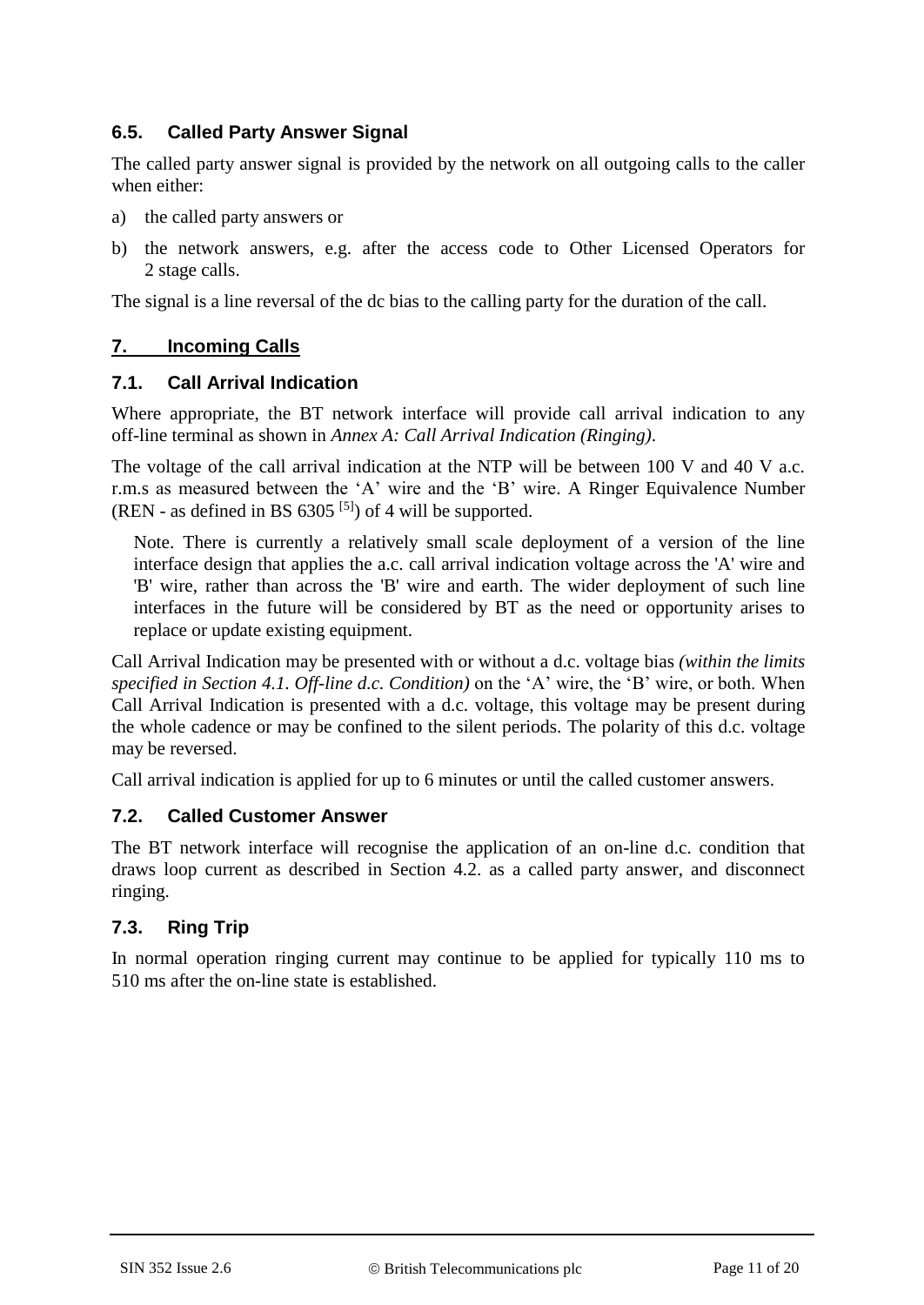### 6.5. Called Party Answer Signal

The called party answer signal is provided by the network on all outgoing calls to the caller when either:

a) the called party answers or

b) the network answers, e.g. after the access code to Other Licensed Operators for 2 stage calls.

The signal is a line reversal of the dc bias to the calling party for the duration of the call.

## 7. Incoming Calls

### 7.1. Call Arrival Indication

Where appropriate, the BT network interface will provide call arrival indication to any off-line terminal as shown in *Annex A: Call Arrival Indication (Ringing)*.

The voltage of the call arrival indication at the NTP will be between 100 V and 40 V a.c. r.m.s as measured between the 'A' wire and the 'B' wire. A Ringer Equivalence Number (REN - as defined in BS 6305 [5]) of 4 will be supported.

> Note. There is currently a relatively small scale deployment of a version of the line interface design that applies the a.c. call arrival indication voltage across the 'A' wire and 'B' wire, rather than across the 'B' wire and earth. The wider deployment of such line interfaces in the future will be considered by BT as the need or opportunity arises to replace or update existing equipment.

Call Arrival Indication may be presented with or without a d.c. voltage bias *(within the limits specified in Section 4.1. Off-line d.c. Condition)* on the 'A' wire, the 'B' wire, or both. When Call Arrival Indication is presented with a d.c. voltage, this voltage may be present during the whole cadence or may be confined to the silent periods. The polarity of this d.c. voltage may be reversed.

Call arrival indication is applied for up to 6 minutes or until the called customer answers.

### 7.2. Called Customer Answer

The BT network interface will recognise the application of an on-line d.c. condition that draws loop current as described in Section 4.2. as a called party answer, and disconnect ringing.

### 7.3. Ring Trip

In normal operation ringing current may continue to be applied for typically 110 ms to 510 ms after the on-line state is established.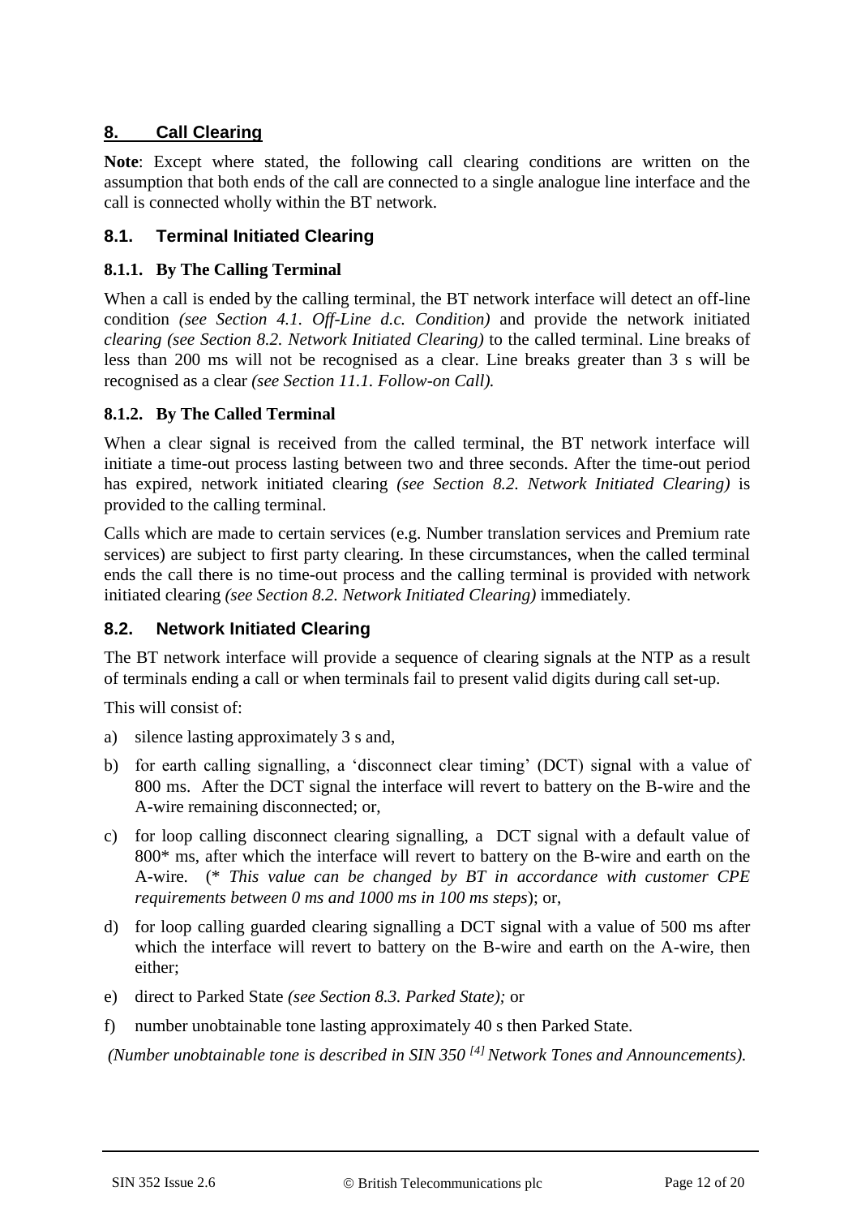## 8. Call Clearing

**Note**: Except where stated, the following call clearing conditions are written on the assumption that both ends of the call are connected to a single analogue line interface and the call is connected wholly within the BT network.

### 8.1. Terminal Initiated Clearing

#### 8.1.1. By The Calling Terminal

When a call is ended by the calling terminal, the BT network interface will detect an off-line condition *(see Section 4.1. Off-Line d.c. Condition)* and provide the network initiated *clearing (see Section 8.2. Network Initiated Clearing)* to the called terminal. Line breaks of less than 200 ms will not be recognised as a clear. Line breaks greater than 3 s will be recognised as a clear *(see Section 11.1. Follow-on Call).*

#### 8.1.2. By The Called Terminal

When a clear signal is received from the called terminal, the BT network interface will initiate a time-out process lasting between two and three seconds. After the time-out period has expired, network initiated clearing *(see Section 8.2. Network Initiated Clearing)* is provided to the calling terminal.

Calls which are made to certain services (e.g. Number translation services and Premium rate services) are subject to first party clearing. In these circumstances, when the called terminal ends the call there is no time-out process and the calling terminal is provided with network initiated clearing *(see Section 8.2. Network Initiated Clearing)* immediately.

### 8.2. Network Initiated Clearing

The BT network interface will provide a sequence of clearing signals at the NTP as a result of terminals ending a call or when terminals fail to present valid digits during call set-up.

This will consist of:

a) silence lasting approximately 3 s and,

b) for earth calling signalling, a 'disconnect clear timing' (DCT) signal with a value of 800 ms. After the DCT signal the interface will revert to battery on the B-wire and the A-wire remaining disconnected; or,

c) for loop calling disconnect clearing signalling, a DCT signal with a default value of 800* ms, after which the interface will revert to battery on the B-wire and earth on the A-wire. (* *This value can be changed by BT in accordance with customer CPE requirements between 0 ms and 1000 ms in 100 ms steps*); or,

d) for loop calling guarded clearing signalling a DCT signal with a value of 500 ms after which the interface will revert to battery on the B-wire and earth on the A-wire, then either;

e) direct to Parked State *(see Section 8.3. Parked State);* or

f) number unobtainable tone lasting approximately 40 s then Parked State.

*(Number unobtainable tone is described in SIN 350 [4] Network Tones and Announcements).*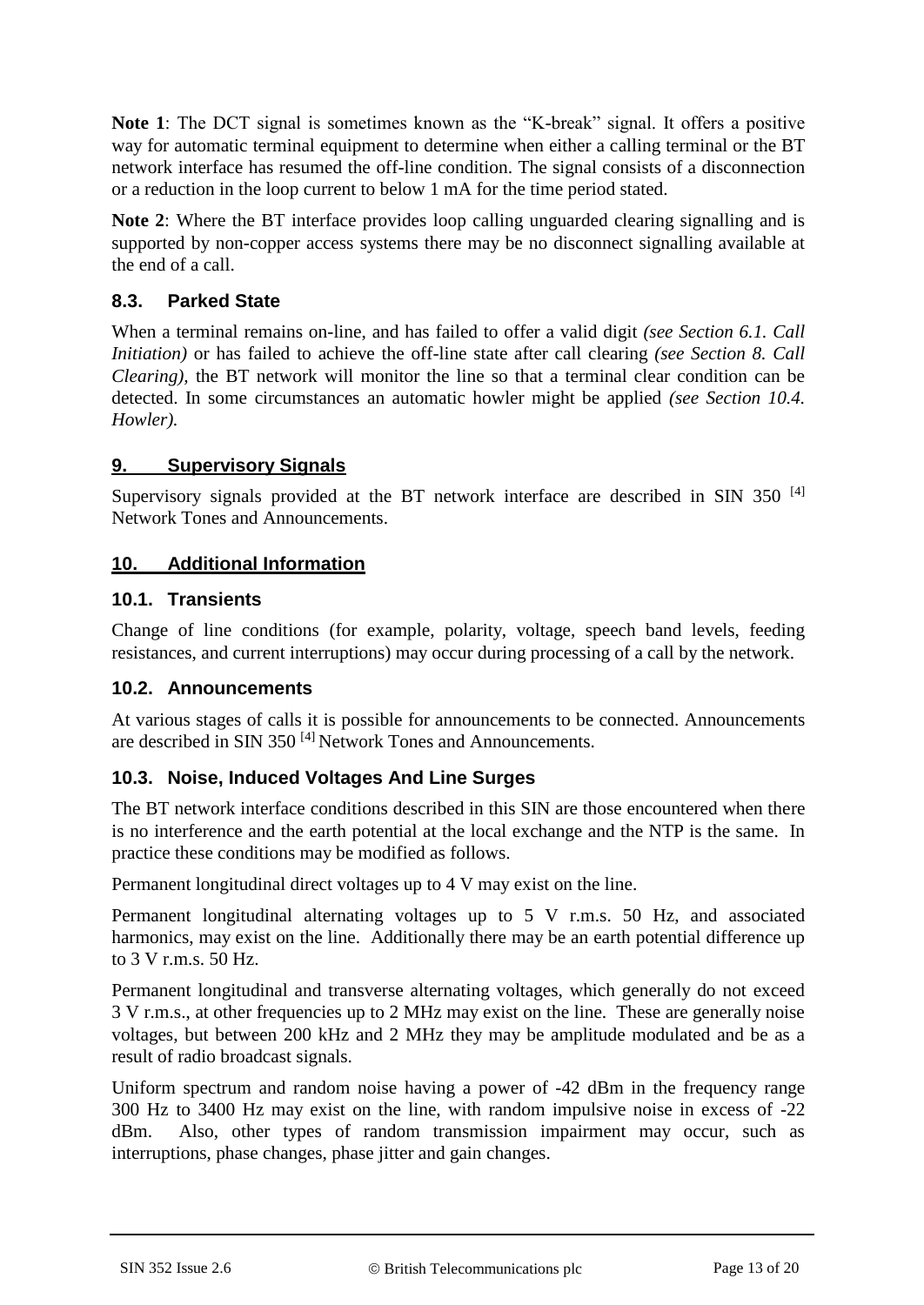**Note 1**: The DCT signal is sometimes known as the "K-break" signal. It offers a positive way for automatic terminal equipment to determine when either a calling terminal or the BT network interface has resumed the off-line condition. The signal consists of a disconnection or a reduction in the loop current to below 1 mA for the time period stated.

**Note 2**: Where the BT interface provides loop calling unguarded clearing signalling and is supported by non-copper access systems there may be no disconnect signalling available at the end of a call.

### 8.3. Parked State

When a terminal remains on-line, and has failed to offer a valid digit *(see Section 6.1. Call Initiation)* or has failed to achieve the off-line state after call clearing *(see Section 8. Call Clearing),* the BT network will monitor the line so that a terminal clear condition can be detected. In some circumstances an automatic howler might be applied *(see Section 10.4. Howler).*

## 9. Supervisory Signals

Supervisory signals provided at the BT network interface are described in SIN 350 [4] Network Tones and Announcements.

## 10. Additional Information

### 10.1. Transients

Change of line conditions (for example, polarity, voltage, speech band levels, feeding resistances, and current interruptions) may occur during processing of a call by the network.

### 10.2. Announcements

At various stages of calls it is possible for announcements to be connected. Announcements are described in SIN 350 [4] Network Tones and Announcements.

### 10.3. Noise, Induced Voltages And Line Surges

The BT network interface conditions described in this SIN are those encountered when there is no interference and the earth potential at the local exchange and the NTP is the same. In practice these conditions may be modified as follows.

Permanent longitudinal direct voltages up to 4 V may exist on the line.

Permanent longitudinal alternating voltages up to 5 V r.m.s. 50 Hz, and associated harmonics, may exist on the line. Additionally there may be an earth potential difference up to 3 V r.m.s. 50 Hz.

Permanent longitudinal and transverse alternating voltages, which generally do not exceed 3 V r.m.s., at other frequencies up to 2 MHz may exist on the line. These are generally noise voltages, but between 200 kHz and 2 MHz they may be amplitude modulated and be as a result of radio broadcast signals.

Uniform spectrum and random noise having a power of -42 dBm in the frequency range 300 Hz to 3400 Hz may exist on the line, with random impulsive noise in excess of -22 dBm. Also, other types of random transmission impairment may occur, such as interruptions, phase changes, phase jitter and gain changes.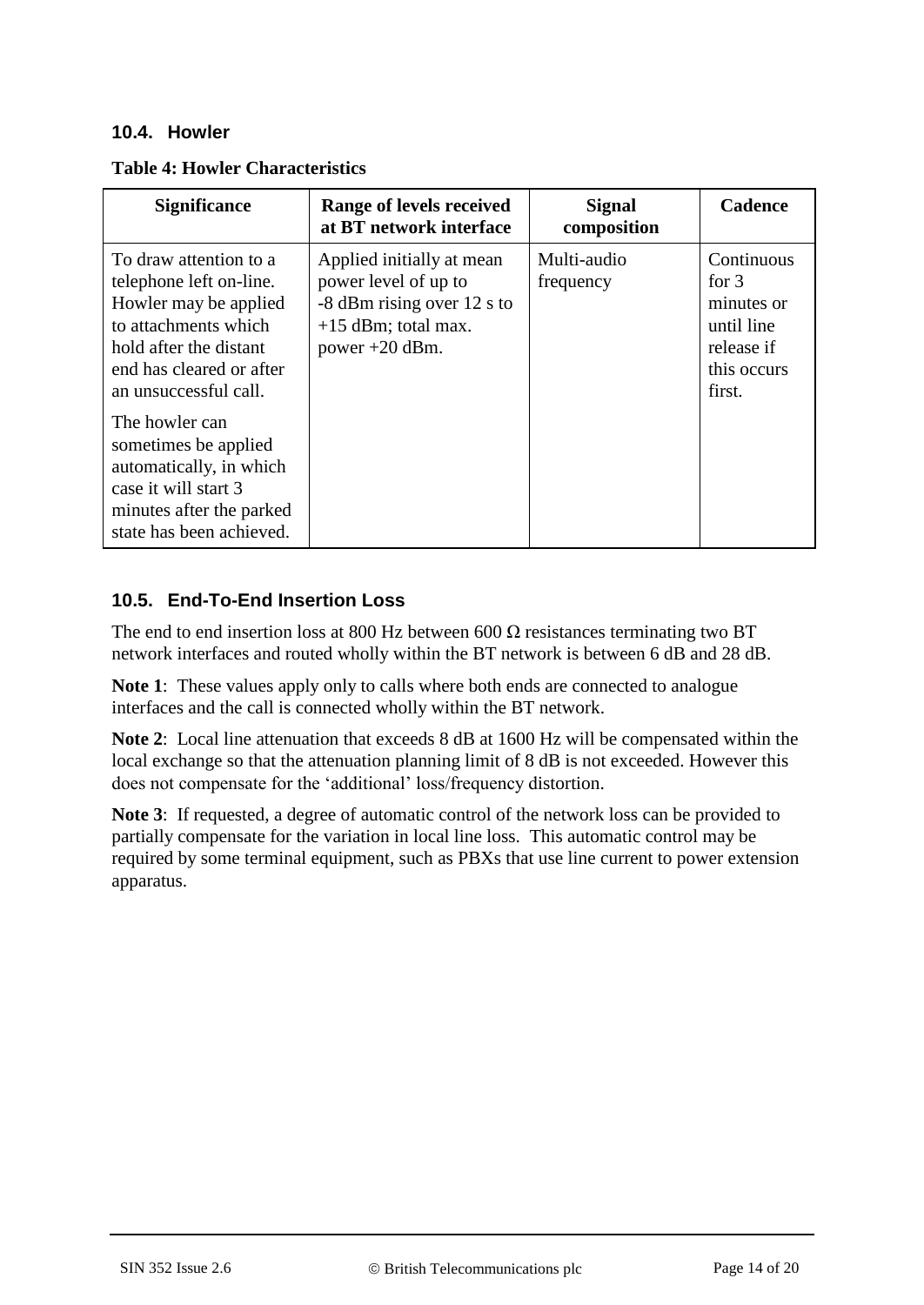## 10.4. Howler

**Table 4: Howler Characteristics**

| Significance | Range of levels received at BT network interface | Signal composition | Cadence |
|---|---|---|---|
| To draw attention to a telephone left on-line. Howler may be applied to attachments which hold after the distant end has cleared or after an unsuccessful call.<br><br>The howler can sometimes be applied automatically, in which case it will start 3 minutes after the parked state has been achieved. | Applied initially at mean power level of up to -8 dBm rising over 12 s to +15 dBm; total max. power +20 dBm. | Multi-audio frequency | Continuous for 3 minutes or until line release if this occurs first. |

## 10.5. End-To-End Insertion Loss

The end to end insertion loss at 800 Hz between 600 Ω resistances terminating two BT network interfaces and routed wholly within the BT network is between 6 dB and 28 dB.

**Note 1**: These values apply only to calls where both ends are connected to analogue interfaces and the call is connected wholly within the BT network.

**Note 2**: Local line attenuation that exceeds 8 dB at 1600 Hz will be compensated within the local exchange so that the attenuation planning limit of 8 dB is not exceeded. However this does not compensate for the 'additional' loss/frequency distortion.

**Note 3**: If requested, a degree of automatic control of the network loss can be provided to partially compensate for the variation in local line loss. This automatic control may be required by some terminal equipment, such as PBXs that use line current to power extension apparatus.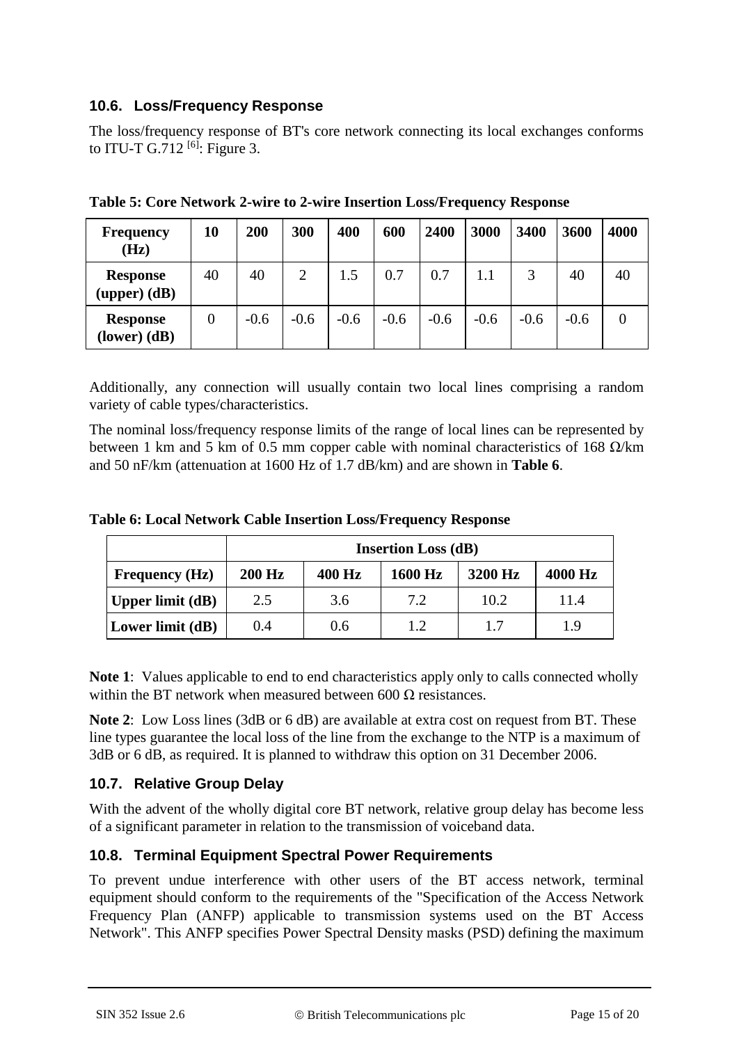## 10.6. Loss/Frequency Response

The loss/frequency response of BT's core network connecting its local exchanges conforms to ITU-T G.712 [6]: Figure 3.

**Table 5: Core Network 2-wire to 2-wire Insertion Loss/Frequency Response**

| Frequency (Hz) | 10 | 200 | 300 | 400 | 600 | 2400 | 3000 | 3400 | 3600 | 4000 |
|---|---|---|---|---|---|---|---|---|---|---|
| Response (upper) (dB) | 40 | 40 | 2 | 1.5 | 0.7 | 0.7 | 1.1 | 3 | 40 | 40 |
| Response (lower) (dB) | 0 | -0.6 | -0.6 | -0.6 | -0.6 | -0.6 | -0.6 | -0.6 | -0.6 | 0 |

Additionally, any connection will usually contain two local lines comprising a random variety of cable types/characteristics.

The nominal loss/frequency response limits of the range of local lines can be represented by between 1 km and 5 km of 0.5 mm copper cable with nominal characteristics of 168 Ω/km and 50 nF/km (attenuation at 1600 Hz of 1.7 dB/km) and are shown in **Table 6**.

**Table 6: Local Network Cable Insertion Loss/Frequency Response**

| | Insertion Loss (dB) | | | | |
|---|---|---|---|---|---|
| **Frequency (Hz)** | **200 Hz** | **400 Hz** | **1600 Hz** | **3200 Hz** | **4000 Hz** |
| **Upper limit (dB)** | 2.5 | 3.6 | 7.2 | 10.2 | 11.4 |
| **Lower limit (dB)** | 0.4 | 0.6 | 1.2 | 1.7 | 1.9 |

**Note 1**: Values applicable to end to end characteristics apply only to calls connected wholly within the BT network when measured between 600 Ω resistances.

**Note 2**: Low Loss lines (3dB or 6 dB) are available at extra cost on request from BT. These line types guarantee the local loss of the line from the exchange to the NTP is a maximum of 3dB or 6 dB, as required. It is planned to withdraw this option on 31 December 2006.

## 10.7. Relative Group Delay

With the advent of the wholly digital core BT network, relative group delay has become less of a significant parameter in relation to the transmission of voiceband data.

## 10.8. Terminal Equipment Spectral Power Requirements

To prevent undue interference with other users of the BT access network, terminal equipment should conform to the requirements of the "Specification of the Access Network Frequency Plan (ANFP) applicable to transmission systems used on the BT Access Network". This ANFP specifies Power Spectral Density masks (PSD) defining the maximum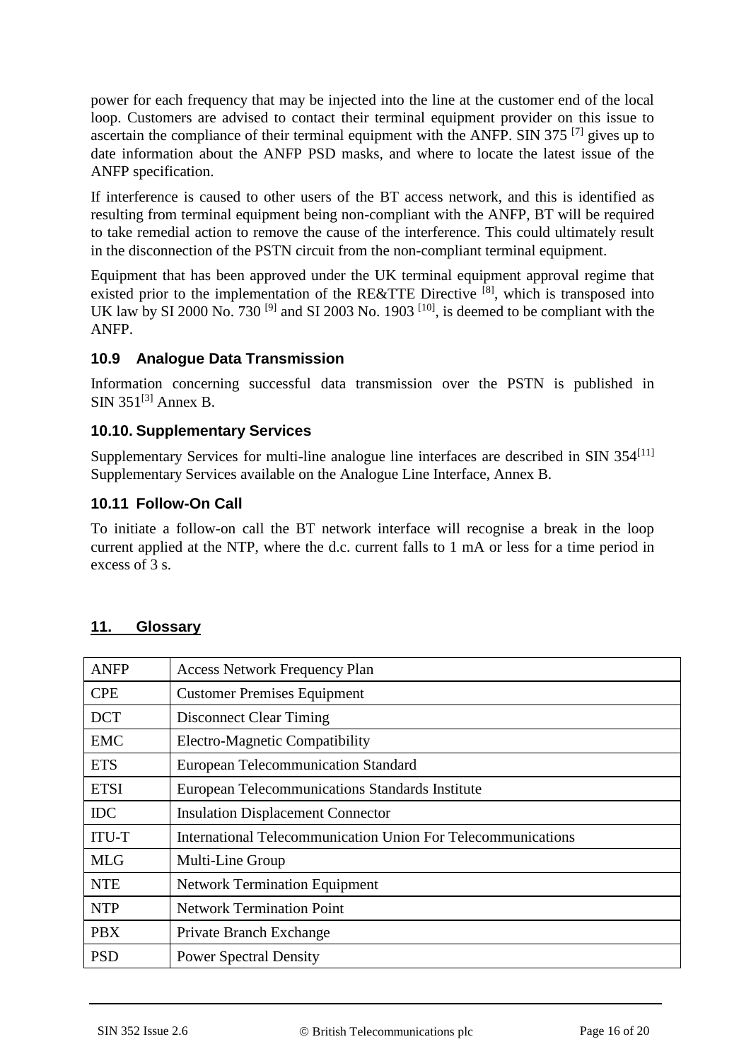power for each frequency that may be injected into the line at the customer end of the local loop. Customers are advised to contact their terminal equipment provider on this issue to ascertain the compliance of their terminal equipment with the ANFP. SIN 375 [7] gives up to date information about the ANFP PSD masks, and where to locate the latest issue of the ANFP specification.

If interference is caused to other users of the BT access network, and this is identified as resulting from terminal equipment being non-compliant with the ANFP, BT will be required to take remedial action to remove the cause of the interference. This could ultimately result in the disconnection of the PSTN circuit from the non-compliant terminal equipment.

Equipment that has been approved under the UK terminal equipment approval regime that existed prior to the implementation of the RE&TTE Directive [8], which is transposed into UK law by SI 2000 No. 730 [9] and SI 2003 No. 1903 [10], is deemed to be compliant with the ANFP.

### 10.9 Analogue Data Transmission

Information concerning successful data transmission over the PSTN is published in SIN 351[3] Annex B.

### 10.10. Supplementary Services

Supplementary Services for multi-line analogue line interfaces are described in SIN 354[11] Supplementary Services available on the Analogue Line Interface, Annex B.

### 10.11 Follow-On Call

To initiate a follow-on call the BT network interface will recognise a break in the loop current applied at the NTP, where the d.c. current falls to 1 mA or less for a time period in excess of 3 s.

## 11. Glossary

| | |
|---|---|
| ANFP | Access Network Frequency Plan |
| CPE | Customer Premises Equipment |
| DCT | Disconnect Clear Timing |
| EMC | Electro-Magnetic Compatibility |
| ETS | European Telecommunication Standard |
| ETSI | European Telecommunications Standards Institute |
| IDC | Insulation Displacement Connector |
| ITU-T | International Telecommunication Union For Telecommunications |
| MLG | Multi-Line Group |
| NTE | Network Termination Equipment |
| NTP | Network Termination Point |
| PBX | Private Branch Exchange |
| PSD | Power Spectral Density |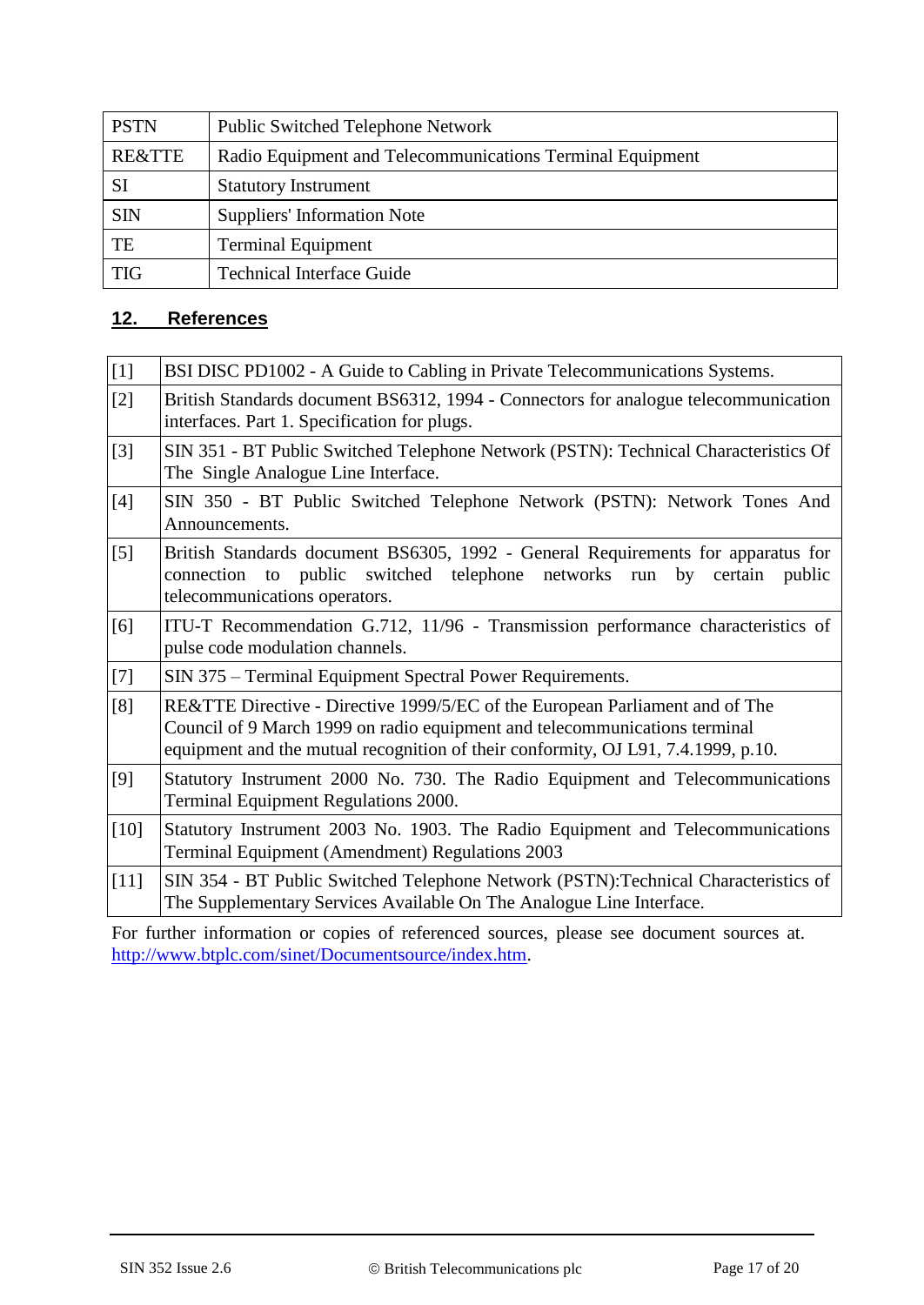| PSTN | Public Switched Telephone Network |
|---|---|
| RE&TTE | Radio Equipment and Telecommunications Terminal Equipment |
| SI | Statutory Instrument |
| SIN | Suppliers' Information Note |
| TE | Terminal Equipment |
| TIG | Technical Interface Guide |

## 12. References

| [1] | BSI DISC PD1002 - A Guide to Cabling in Private Telecommunications Systems. |
|---|---|
| [2] | British Standards document BS6312, 1994 - Connectors for analogue telecommunication interfaces. Part 1. Specification for plugs. |
| [3] | SIN 351 - BT Public Switched Telephone Network (PSTN): Technical Characteristics Of The Single Analogue Line Interface. |
| [4] | SIN 350 - BT Public Switched Telephone Network (PSTN): Network Tones And Announcements. |
| [5] | British Standards document BS6305, 1992 - General Requirements for apparatus for connection to public switched telephone networks run by certain public telecommunications operators. |
| [6] | ITU-T Recommendation G.712, 11/96 - Transmission performance characteristics of pulse code modulation channels. |
| [7] | SIN 375 – Terminal Equipment Spectral Power Requirements. |
| [8] | RE&TTE Directive - Directive 1999/5/EC of the European Parliament and of The Council of 9 March 1999 on radio equipment and telecommunications terminal equipment and the mutual recognition of their conformity, OJ L91, 7.4.1999, p.10. |
| [9] | Statutory Instrument 2000 No. 730. The Radio Equipment and Telecommunications Terminal Equipment Regulations 2000. |
| [10] | Statutory Instrument 2003 No. 1903. The Radio Equipment and Telecommunications Terminal Equipment (Amendment) Regulations 2003 |
| [11] | SIN 354 - BT Public Switched Telephone Network (PSTN):Technical Characteristics of The Supplementary Services Available On The Analogue Line Interface. |

For further information or copies of referenced sources, please see document sources at. http://www.btplc.com/sinet/Documentsource/index.htm.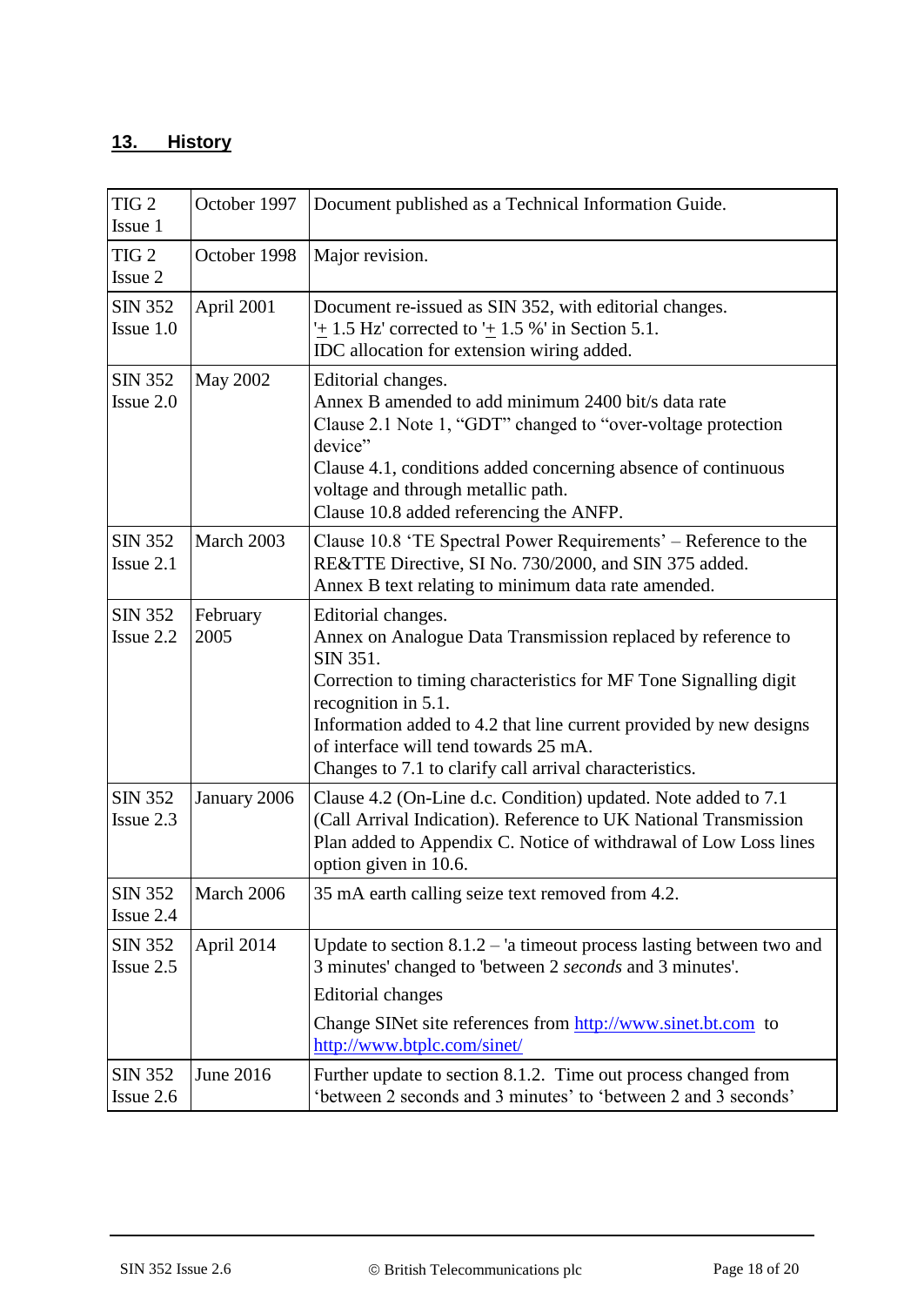## 13. History

| | | |
|---|---|---|
| TIG 2 Issue 1 | October 1997 | Document published as a Technical Information Guide. |
| TIG 2 Issue 2 | October 1998 | Major revision. |
| SIN 352 Issue 1.0 | April 2001 | Document re-issued as SIN 352, with editorial changes.<br>'± 1.5 Hz' corrected to '± 1.5 %' in Section 5.1.<br>IDC allocation for extension wiring added. |
| SIN 352 Issue 2.0 | May 2002 | Editorial changes.<br>Annex B amended to add minimum 2400 bit/s data rate<br>Clause 2.1 Note 1, "GDT" changed to "over-voltage protection device"<br>Clause 4.1, conditions added concerning absence of continuous voltage and through metallic path.<br>Clause 10.8 added referencing the ANFP. |
| SIN 352 Issue 2.1 | March 2003 | Clause 10.8 'TE Spectral Power Requirements' – Reference to the RE&TTE Directive, SI No. 730/2000, and SIN 375 added.<br>Annex B text relating to minimum data rate amended. |
| SIN 352 Issue 2.2 | February 2005 | Editorial changes.<br>Annex on Analogue Data Transmission replaced by reference to SIN 351.<br>Correction to timing characteristics for MF Tone Signalling digit recognition in 5.1.<br>Information added to 4.2 that line current provided by new designs of interface will tend towards 25 mA.<br>Changes to 7.1 to clarify call arrival characteristics. |
| SIN 352 Issue 2.3 | January 2006 | Clause 4.2 (On-Line d.c. Condition) updated. Note added to 7.1 (Call Arrival Indication). Reference to UK National Transmission Plan added to Appendix C. Notice of withdrawal of Low Loss lines option given in 10.6. |
| SIN 352 Issue 2.4 | March 2006 | 35 mA earth calling seize text removed from 4.2. |
| SIN 352 Issue 2.5 | April 2014 | Update to section 8.1.2 – 'a timeout process lasting between two and 3 minutes' changed to 'between 2 *seconds* and 3 minutes'.<br>Editorial changes<br>Change SINet site references from http://www.sinet.bt.com to http://www.btplc.com/sinet/ |
| SIN 352 Issue 2.6 | June 2016 | Further update to section 8.1.2. Time out process changed from 'between 2 seconds and 3 minutes' to 'between 2 and 3 seconds' |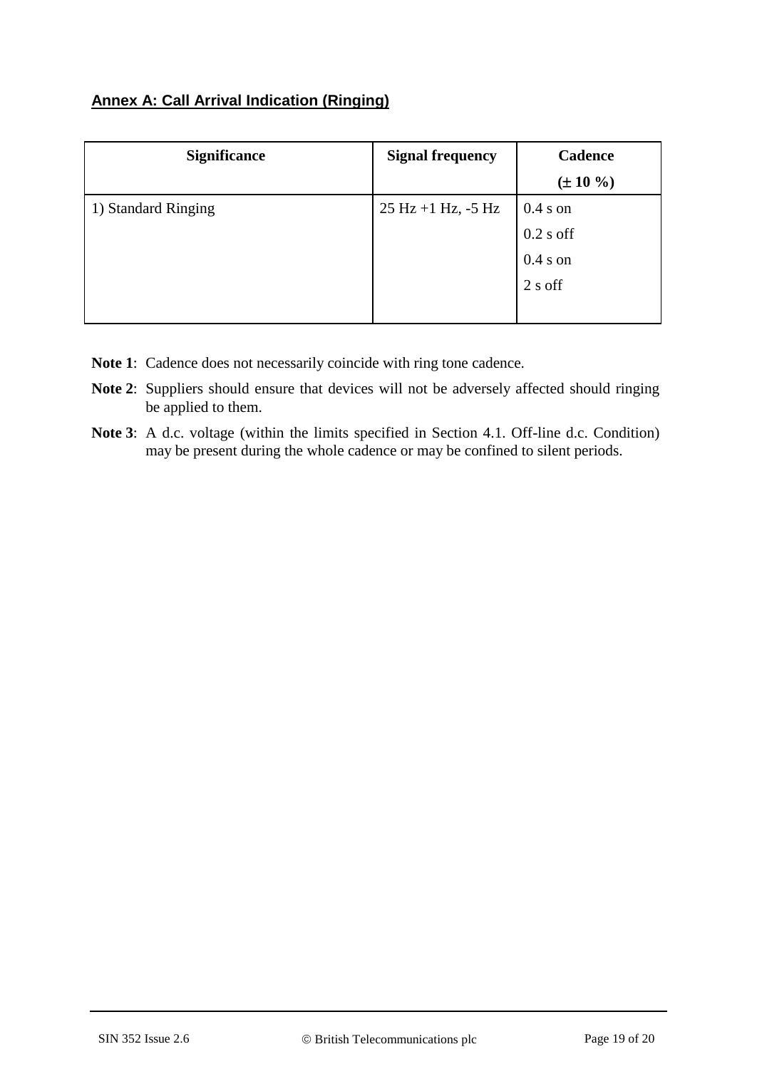## Annex A: Call Arrival Indication (Ringing)

| Significance | Signal frequency | Cadence (± 10 %) |
|---|---|---|
| 1) Standard Ringing | 25 Hz +1 Hz, -5 Hz | 0.4 s on<br>0.2 s off<br>0.4 s on<br>2 s off |

**Note 1**: Cadence does not necessarily coincide with ring tone cadence.

**Note 2**: Suppliers should ensure that devices will not be adversely affected should ringing be applied to them.

**Note 3**: A d.c. voltage (within the limits specified in Section 4.1. Off-line d.c. Condition) may be present during the whole cadence or may be confined to silent periods.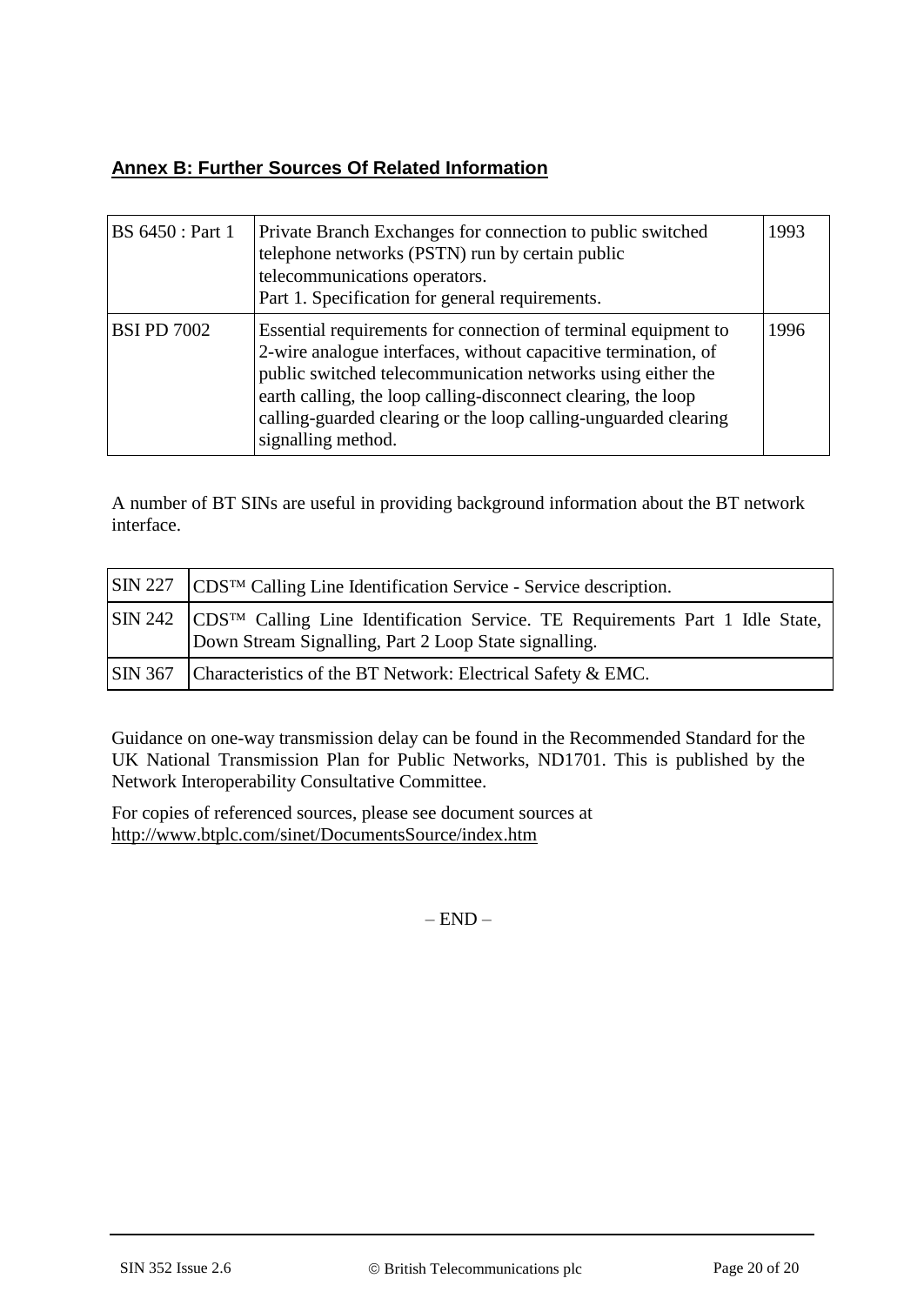## Annex B: Further Sources Of Related Information

| | | |
|---|---|---|
| BS 6450 : Part 1 | Private Branch Exchanges for connection to public switched telephone networks (PSTN) run by certain public telecommunications operators.<br>Part 1. Specification for general requirements. | 1993 |
| BSI PD 7002 | Essential requirements for connection of terminal equipment to 2-wire analogue interfaces, without capacitive termination, of public switched telecommunication networks using either the earth calling, the loop calling-disconnect clearing, the loop calling-guarded clearing or the loop calling-unguarded clearing signalling method. | 1996 |

A number of BT SINs are useful in providing background information about the BT network interface.

| | |
|---|---|
| SIN 227 | CDS™ Calling Line Identification Service - Service description. |
| SIN 242 | CDS™ Calling Line Identification Service. TE Requirements Part 1 Idle State, Down Stream Signalling, Part 2 Loop State signalling. |
| SIN 367 | Characteristics of the BT Network: Electrical Safety & EMC. |

Guidance on one-way transmission delay can be found in the Recommended Standard for the UK National Transmission Plan for Public Networks, ND1701. This is published by the Network Interoperability Consultative Committee.

For copies of referenced sources, please see document sources at
http://www.btplc.com/sinet/DocumentsSource/index.htm

– END –